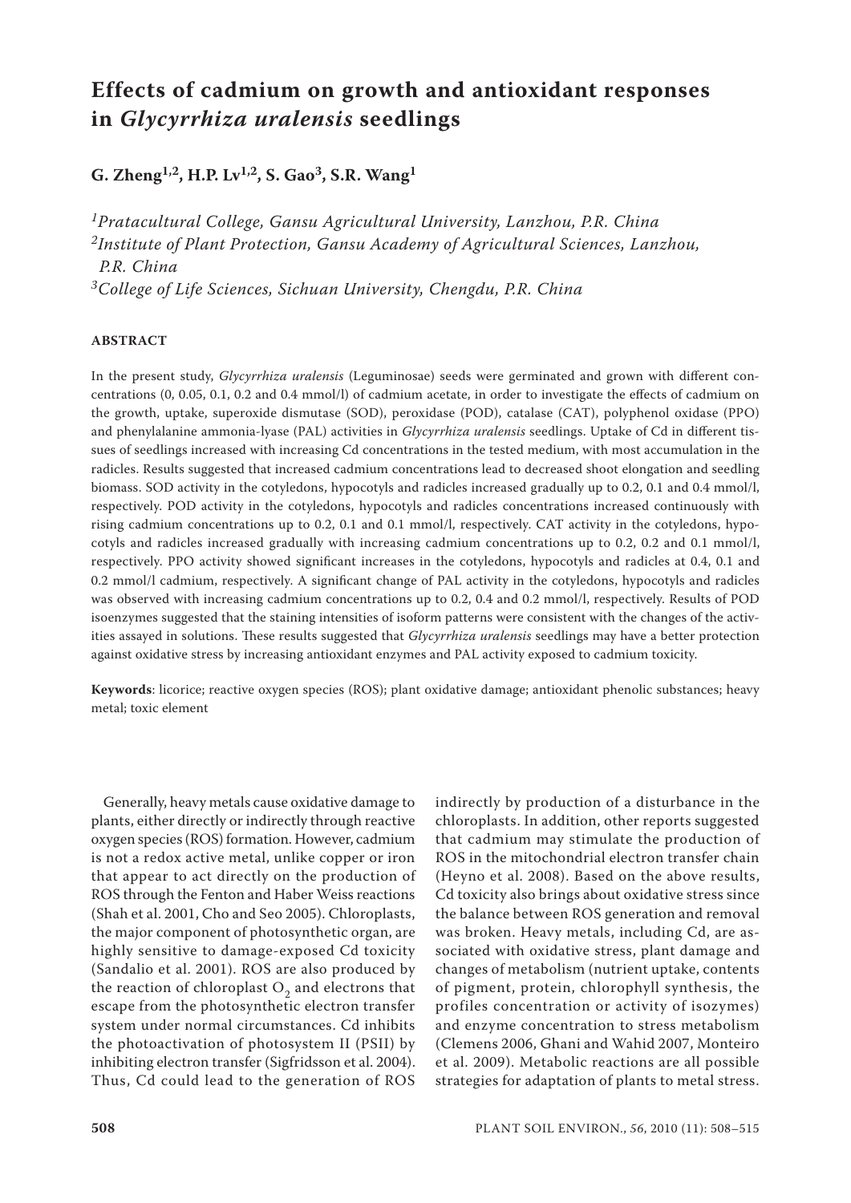# Effects of cadmium on growth and antioxidant responses in *Glycyrrhiza uralensis* seedlings

**G. Zheng[1,2], H.P. Lv[1,2], S. Gao[3], S.R. Wang[1]**

[1]*Pratacultural College, Gansu Agricultural University, Lanzhou, P.R. China*
[2]*Institute of Plant Protection, Gansu Academy of Agricultural Sciences, Lanzhou, P.R. China*
[3]*College of Life Sciences, Sichuan University, Chengdu, P.R. China*

## ABSTRACT

In the present study, *Glycyrrhiza uralensis* (Leguminosae) seeds were germinated and grown with different concentrations (0, 0.05, 0.1, 0.2 and 0.4 mmol/l) of cadmium acetate, in order to investigate the effects of cadmium on the growth, uptake, superoxide dismutase (SOD), peroxidase (POD), catalase (CAT), polyphenol oxidase (PPO) and phenylalanine ammonia-lyase (PAL) activities in *Glycyrrhiza uralensis* seedlings. Uptake of Cd in different tissues of seedlings increased with increasing Cd concentrations in the tested medium, with most accumulation in the radicles. Results suggested that increased cadmium concentrations lead to decreased shoot elongation and seedling biomass. SOD activity in the cotyledons, hypocotyls and radicles increased gradually up to 0.2, 0.1 and 0.4 mmol/l, respectively. POD activity in the cotyledons, hypocotyls and radicles concentrations increased continuously with rising cadmium concentrations up to 0.2, 0.1 and 0.1 mmol/l, respectively. CAT activity in the cotyledons, hypocotyls and radicles increased gradually with increasing cadmium concentrations up to 0.2, 0.2 and 0.1 mmol/l, respectively. PPO activity showed significant increases in the cotyledons, hypocotyls and radicles at 0.4, 0.1 and 0.2 mmol/l cadmium, respectively. A significant change of PAL activity in the cotyledons, hypocotyls and radicles was observed with increasing cadmium concentrations up to 0.2, 0.4 and 0.2 mmol/l, respectively. Results of POD isoenzymes suggested that the staining intensities of isoform patterns were consistent with the changes of the activities assayed in solutions. These results suggested that *Glycyrrhiza uralensis* seedlings may have a better protection against oxidative stress by increasing antioxidant enzymes and PAL activity exposed to cadmium toxicity.

**Keywords**: licorice; reactive oxygen species (ROS); plant oxidative damage; antioxidant phenolic substances; heavy metal; toxic element

Generally, heavy metals cause oxidative damage to plants, either directly or indirectly through reactive oxygen species (ROS) formation. However, cadmium is not a redox active metal, unlike copper or iron that appear to act directly on the production of ROS through the Fenton and Haber Weiss reactions (Shah et al. 2001, Cho and Seo 2005). Chloroplasts, the major component of photosynthetic organ, are highly sensitive to damage-exposed Cd toxicity (Sandalio et al. 2001). ROS are also produced by the reaction of chloroplast $O_2$ and electrons that escape from the photosynthetic electron transfer system under normal circumstances. Cd inhibits the photoactivation of photosystem II (PSII) by inhibiting electron transfer (Sigfridsson et al. 2004). Thus, Cd could lead to the generation of ROS indirectly by production of a disturbance in the chloroplasts. In addition, other reports suggested that cadmium may stimulate the production of ROS in the mitochondrial electron transfer chain (Heyno et al. 2008). Based on the above results, Cd toxicity also brings about oxidative stress since the balance between ROS generation and removal was broken. Heavy metals, including Cd, are associated with oxidative stress, plant damage and changes of metabolism (nutrient uptake, contents of pigment, protein, chlorophyll synthesis, the profiles concentration or activity of isozymes) and enzyme concentration to stress metabolism (Clemens 2006, Ghani and Wahid 2007, Monteiro et al. 2009). Metabolic reactions are all possible strategies for adaptation of plants to metal stress.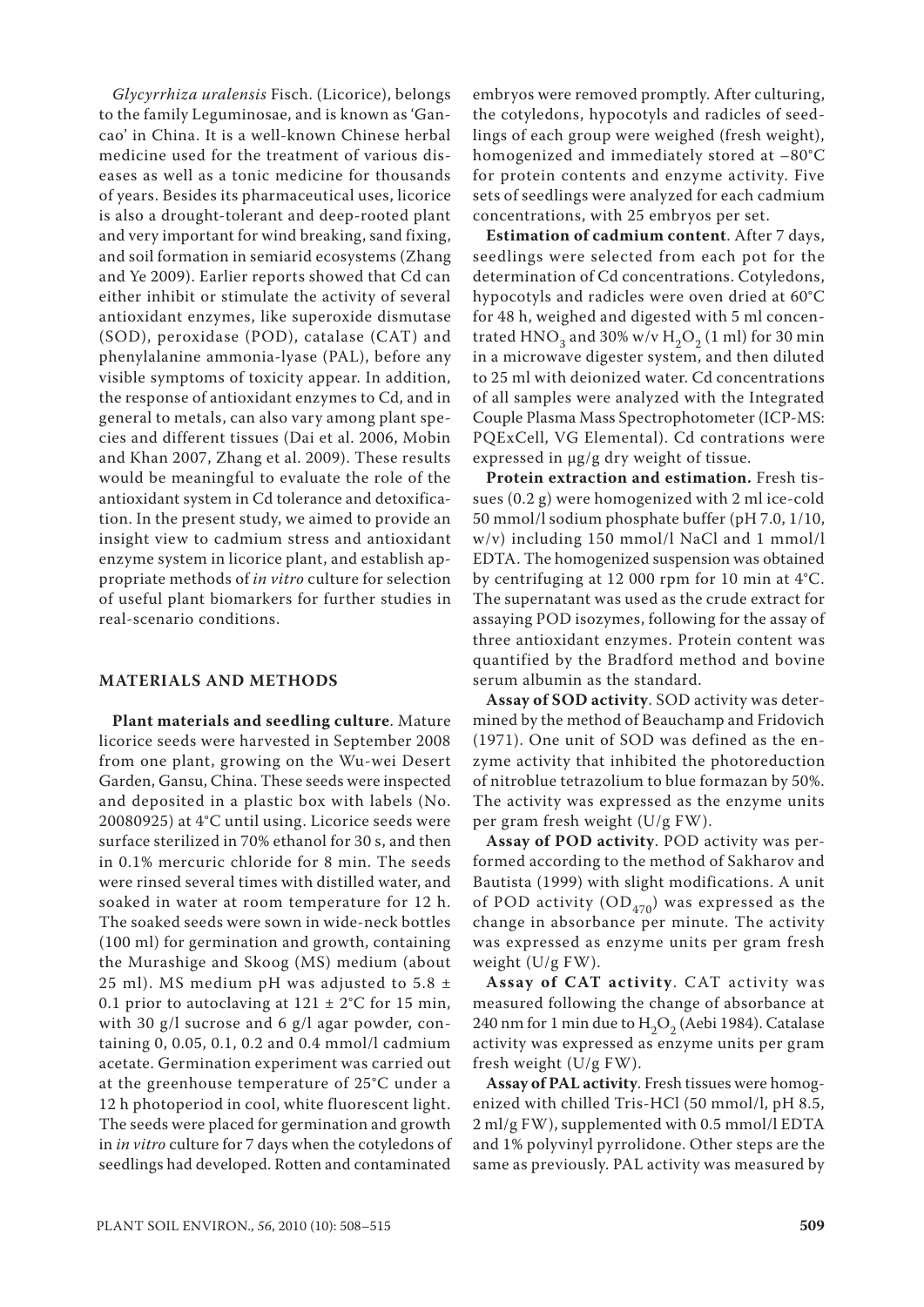*Glycyrrhiza uralensis* Fisch. (Licorice), belongs to the family Leguminosae, and is known as 'Gancao' in China. It is a well-known Chinese herbal medicine used for the treatment of various diseases as well as a tonic medicine for thousands of years. Besides its pharmaceutical uses, licorice is also a drought-tolerant and deep-rooted plant and very important for wind breaking, sand fixing, and soil formation in semiarid ecosystems (Zhang and Ye 2009). Earlier reports showed that Cd can either inhibit or stimulate the activity of several antioxidant enzymes, like superoxide dismutase (SOD), peroxidase (POD), catalase (CAT) and phenylalanine ammonia-lyase (PAL), before any visible symptoms of toxicity appear. In addition, the response of antioxidant enzymes to Cd, and in general to metals, can also vary among plant species and different tissues (Dai et al. 2006, Mobin and Khan 2007, Zhang et al. 2009). These results would be meaningful to evaluate the role of the antioxidant system in Cd tolerance and detoxification. In the present study, we aimed to provide an insight view to cadmium stress and antioxidant enzyme system in licorice plant, and establish appropriate methods of *in vitro* culture for selection of useful plant biomarkers for further studies in real-scenario conditions.

## MATERIALS AND METHODS

**Plant materials and seedling culture**. Mature licorice seeds were harvested in September 2008 from one plant, growing on the Wu-wei Desert Garden, Gansu, China. These seeds were inspected and deposited in a plastic box with labels (No. 20080925) at 4°C until using. Licorice seeds were surface sterilized in 70% ethanol for 30 s, and then in 0.1% mercuric chloride for 8 min. The seeds were rinsed several times with distilled water, and soaked in water at room temperature for 12 h. The soaked seeds were sown in wide-neck bottles (100 ml) for germination and growth, containing the Murashige and Skoog (MS) medium (about 25 ml). MS medium pH was adjusted to 5.8 ± 0.1 prior to autoclaving at 121 ± 2°C for 15 min, with 30 g/l sucrose and 6 g/l agar powder, containing 0, 0.05, 0.1, 0.2 and 0.4 mmol/l cadmium acetate. Germination experiment was carried out at the greenhouse temperature of 25°C under a 12 h photoperiod in cool, white fluorescent light. The seeds were placed for germination and growth in *in vitro* culture for 7 days when the cotyledons of seedlings had developed. Rotten and contaminated embryos were removed promptly. After culturing, the cotyledons, hypocotyls and radicles of seedlings of each group were weighed (fresh weight), homogenized and immediately stored at –80°C for protein contents and enzyme activity. Five sets of seedlings were analyzed for each cadmium concentrations, with 25 embryos per set.

**Estimation of cadmium content**. After 7 days, seedlings were selected from each pot for the determination of Cd concentrations. Cotyledons, hypocotyls and radicles were oven dried at 60°C for 48 h, weighed and digested with 5 ml concentrated $HNO_3$ and 30% w/v $H_2O_2$ (1 ml) for 30 min in a microwave digester system, and then diluted to 25 ml with deionized water. Cd concentrations of all samples were analyzed with the Integrated Couple Plasma Mass Spectrophotometer (ICP-MS: PQExCell, VG Elemental). Cd contrations were expressed in μg/g dry weight of tissue.

**Protein extraction and estimation.** Fresh tissues (0.2 g) were homogenized with 2 ml ice-cold 50 mmol/l sodium phosphate buffer (pH 7.0, 1/10, w/v) including 150 mmol/l NaCl and 1 mmol/l EDTA. The homogenized suspension was obtained by centrifuging at 12 000 rpm for 10 min at 4°C. The supernatant was used as the crude extract for assaying POD isozymes, following for the assay of three antioxidant enzymes. Protein content was quantified by the Bradford method and bovine serum albumin as the standard.

**Assay of SOD activity**. SOD activity was determined by the method of Beauchamp and Fridovich (1971). One unit of SOD was defined as the enzyme activity that inhibited the photoreduction of nitroblue tetrazolium to blue formazan by 50%. The activity was expressed as the enzyme units per gram fresh weight (U/g FW).

**Assay of POD activity**. POD activity was performed according to the method of Sakharov and Bautista (1999) with slight modifications. A unit of POD activity ($OD_{470}$) was expressed as the change in absorbance per minute. The activity was expressed as enzyme units per gram fresh weight (U/g FW).

**Assay of CAT activity**. CAT activity was measured following the change of absorbance at 240 nm for 1 min due to $H_2O_2$ (Aebi 1984). Catalase activity was expressed as enzyme units per gram fresh weight (U/g FW).

**Assay of PAL activity**. Fresh tissues were homogenized with chilled Tris-HCl (50 mmol/l, pH 8.5, 2 ml/g FW), supplemented with 0.5 mmol/l EDTA and 1% polyvinyl pyrrolidone. Other steps are the same as previously. PAL activity was measured by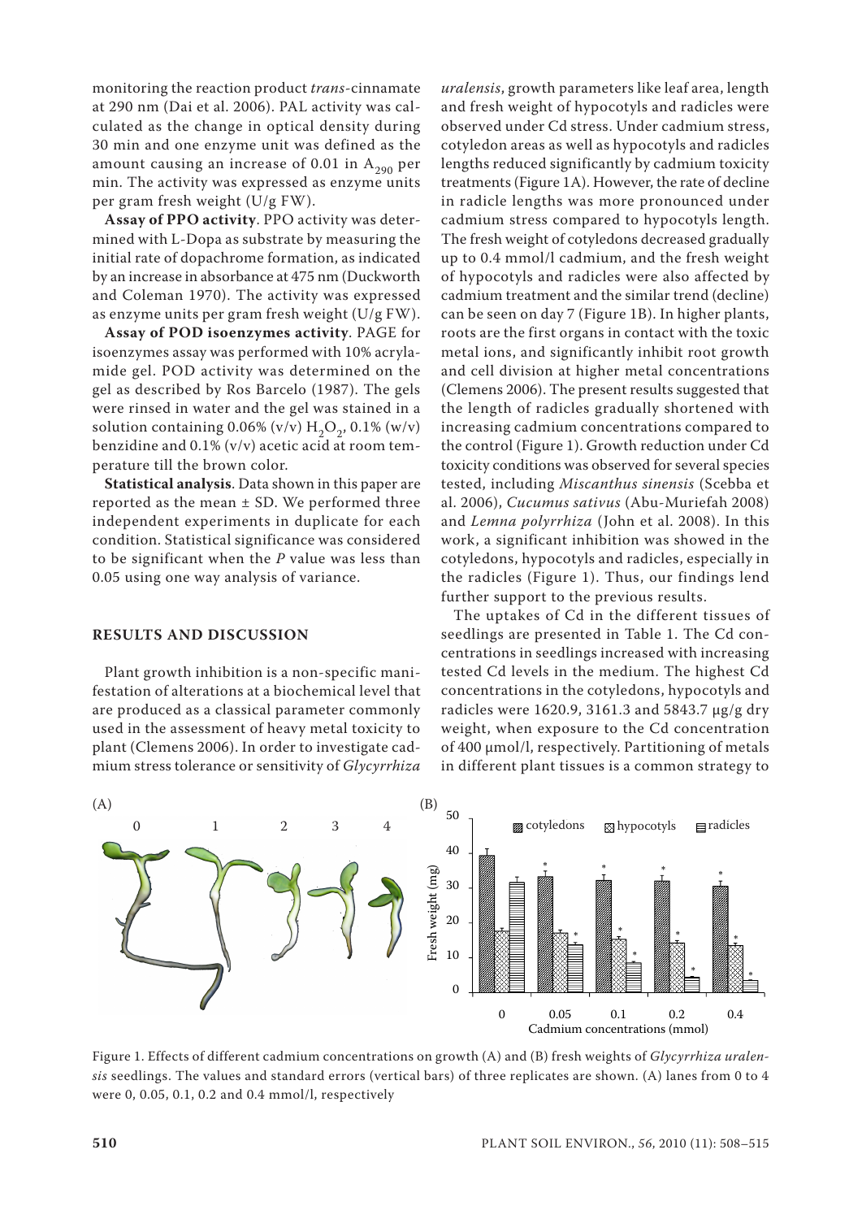monitoring the reaction product *trans*-cinnamate at 290 nm (Dai et al. 2006). PAL activity was calculated as the change in optical density during 30 min and one enzyme unit was defined as the amount causing an increase of 0.01 in $A_{290}$ per min. The activity was expressed as enzyme units per gram fresh weight (U/g FW).

**Assay of PPO activity**. PPO activity was determined with L-Dopa as substrate by measuring the initial rate of dopachrome formation, as indicated by an increase in absorbance at 475 nm (Duckworth and Coleman 1970). The activity was expressed as enzyme units per gram fresh weight (U/g FW).

**Assay of POD isoenzymes activity**. PAGE for isoenzymes assay was performed with 10% acrylamide gel. POD activity was determined on the gel as described by Ros Barcelo (1987). The gels were rinsed in water and the gel was stained in a solution containing 0.06% (v/v) $H_2O_2$, 0.1% (w/v) benzidine and 0.1% (v/v) acetic acid at room temperature till the brown color.

**Statistical analysis**. Data shown in this paper are reported as the mean ± SD. We performed three independent experiments in duplicate for each condition. Statistical significance was considered to be significant when the *P* value was less than 0.05 using one way analysis of variance.

## RESULTS AND DISCUSSION

Plant growth inhibition is a non-specific manifestation of alterations at a biochemical level that are produced as a classical parameter commonly used in the assessment of heavy metal toxicity to plant (Clemens 2006). In order to investigate cadmium stress tolerance or sensitivity of *Glycyrrhiza uralensis*, growth parameters like leaf area, length and fresh weight of hypocotyls and radicles were observed under Cd stress. Under cadmium stress, cotyledon areas as well as hypocotyls and radicles lengths reduced significantly by cadmium toxicity treatments (Figure 1A). However, the rate of decline in radicle lengths was more pronounced under cadmium stress compared to hypocotyls length. The fresh weight of cotyledons decreased gradually up to 0.4 mmol/l cadmium, and the fresh weight of hypocotyls and radicles were also affected by cadmium treatment and the similar trend (decline) can be seen on day 7 (Figure 1B). In higher plants, roots are the first organs in contact with the toxic metal ions, and significantly inhibit root growth and cell division at higher metal concentrations (Clemens 2006). The present results suggested that the length of radicles gradually shortened with increasing cadmium concentrations compared to the control (Figure 1). Growth reduction under Cd toxicity conditions was observed for several species tested, including *Miscanthus sinensis* (Scebba et al. 2006), *Cucumus sativus* (Abu-Muriefah 2008) and *Lemna polyrrhiza* (John et al. 2008). In this work, a significant inhibition was showed in the cotyledons, hypocotyls and radicles, especially in the radicles (Figure 1). Thus, our findings lend further support to the previous results.

The uptakes of Cd in the different tissues of seedlings are presented in Table 1. The Cd concentrations in seedlings increased with increasing tested Cd levels in the medium. The highest Cd concentrations in the cotyledons, hypocotyls and radicles were 1620.9, 3161.3 and 5843.7 μg/g dry weight, when exposure to the Cd concentration of 400 μmol/l, respectively. Partitioning of metals in different plant tissues is a common strategy to

Figure 1. Effects of different cadmium concentrations on growth (A) and (B) fresh weights of *Glycyrrhiza uralensis* seedlings. The values and standard errors (vertical bars) of three replicates are shown. (A) lanes from 0 to 4 were 0, 0.05, 0.1, 0.2 and 0.4 mmol/l, respectively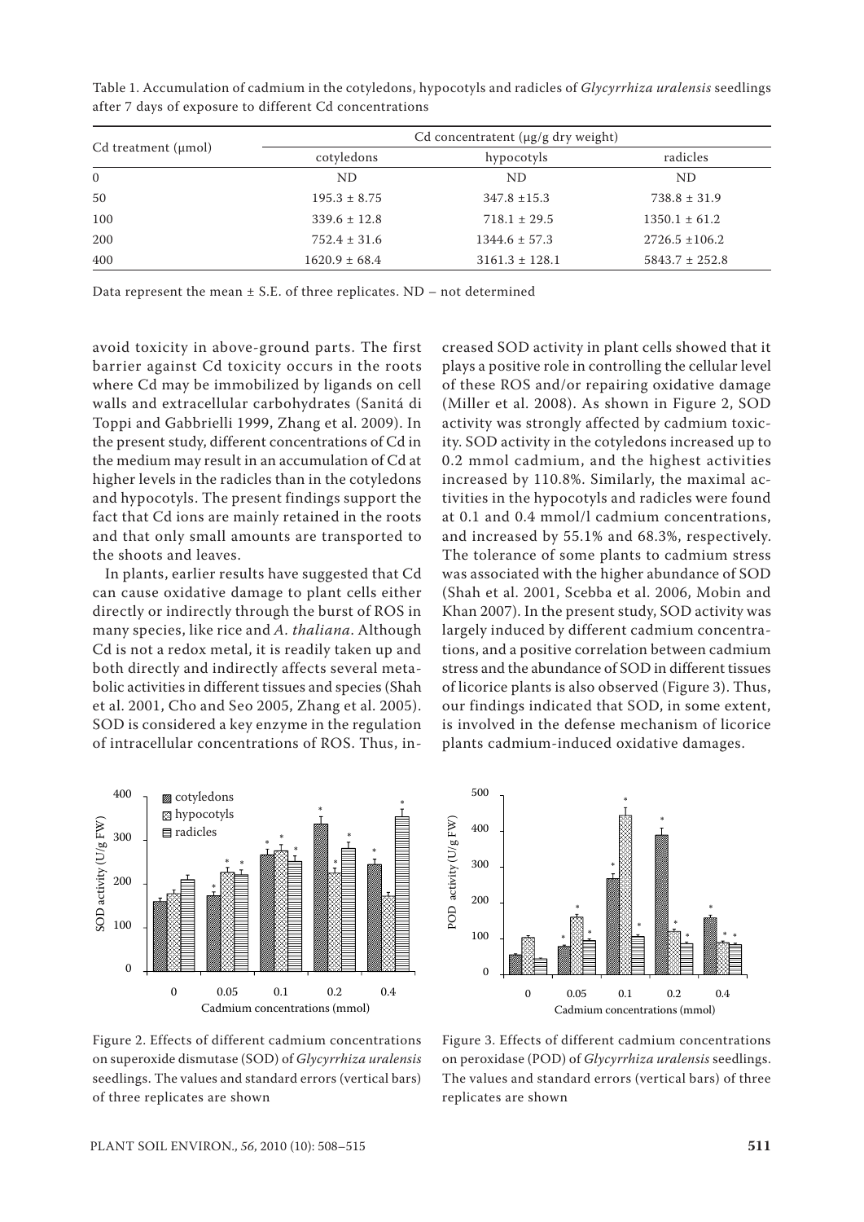Table 1. Accumulation of cadmium in the cotyledons, hypocotyls and radicles of *Glycyrrhiza uralensis* seedlings after 7 days of exposure to different Cd concentrations

| Cd treatment (µmol) | Cd concentratent (µg/g dry weight) | | |
|---|---|---|---|
| | cotyledons | hypocotyls | radicles |
| 0 | ND | ND | ND |
| 50 | 195.3 ± 8.75 | 347.8 ±15.3 | 738.8 ± 31.9 |
| 100 | 339.6 ± 12.8 | 718.1 ± 29.5 | 1350.1 ± 61.2 |
| 200 | 752.4 ± 31.6 | 1344.6 ± 57.3 | 2726.5 ±106.2 |
| 400 | 1620.9 ± 68.4 | 3161.3 ± 128.1 | 5843.7 ± 252.8 |

Data represent the mean ± S.E. of three replicates. ND – not determined

avoid toxicity in above-ground parts. The first barrier against Cd toxicity occurs in the roots where Cd may be immobilized by ligands on cell walls and extracellular carbohydrates (Sanitá di Toppi and Gabbrielli 1999, Zhang et al. 2009). In the present study, different concentrations of Cd in the medium may result in an accumulation of Cd at higher levels in the radicles than in the cotyledons and hypocotyls. The present findings support the fact that Cd ions are mainly retained in the roots and that only small amounts are transported to the shoots and leaves.

In plants, earlier results have suggested that Cd can cause oxidative damage to plant cells either directly or indirectly through the burst of ROS in many species, like rice and *A. thaliana*. Although Cd is not a redox metal, it is readily taken up and both directly and indirectly affects several metabolic activities in different tissues and species (Shah et al. 2001, Cho and Seo 2005, Zhang et al. 2005). SOD is considered a key enzyme in the regulation of intracellular concentrations of ROS. Thus, increased SOD activity in plant cells showed that it plays a positive role in controlling the cellular level of these ROS and/or repairing oxidative damage (Miller et al. 2008). As shown in Figure 2, SOD activity was strongly affected by cadmium toxicity. SOD activity in the cotyledons increased up to 0.2 mmol cadmium, and the highest activities increased by 110.8%. Similarly, the maximal activities in the hypocotyls and radicles were found at 0.1 and 0.4 mmol/l cadmium concentrations, and increased by 55.1% and 68.3%, respectively. The tolerance of some plants to cadmium stress was associated with the higher abundance of SOD (Shah et al. 2001, Scebba et al. 2006, Mobin and Khan 2007). In the present study, SOD activity was largely induced by different cadmium concentrations, and a positive correlation between cadmium stress and the abundance of SOD in different tissues of licorice plants is also observed (Figure 3). Thus, our findings indicated that SOD, in some extent, is involved in the defense mechanism of licorice plants cadmium-induced oxidative damages.

Figure 2. Effects of different cadmium concentrations on superoxide dismutase (SOD) of *Glycyrrhiza uralensis* seedlings. The values and standard errors (vertical bars) of three replicates are shown

Figure 3. Effects of different cadmium concentrations on peroxidase (POD) of *Glycyrrhiza uralensis* seedlings. The values and standard errors (vertical bars) of three replicates are shown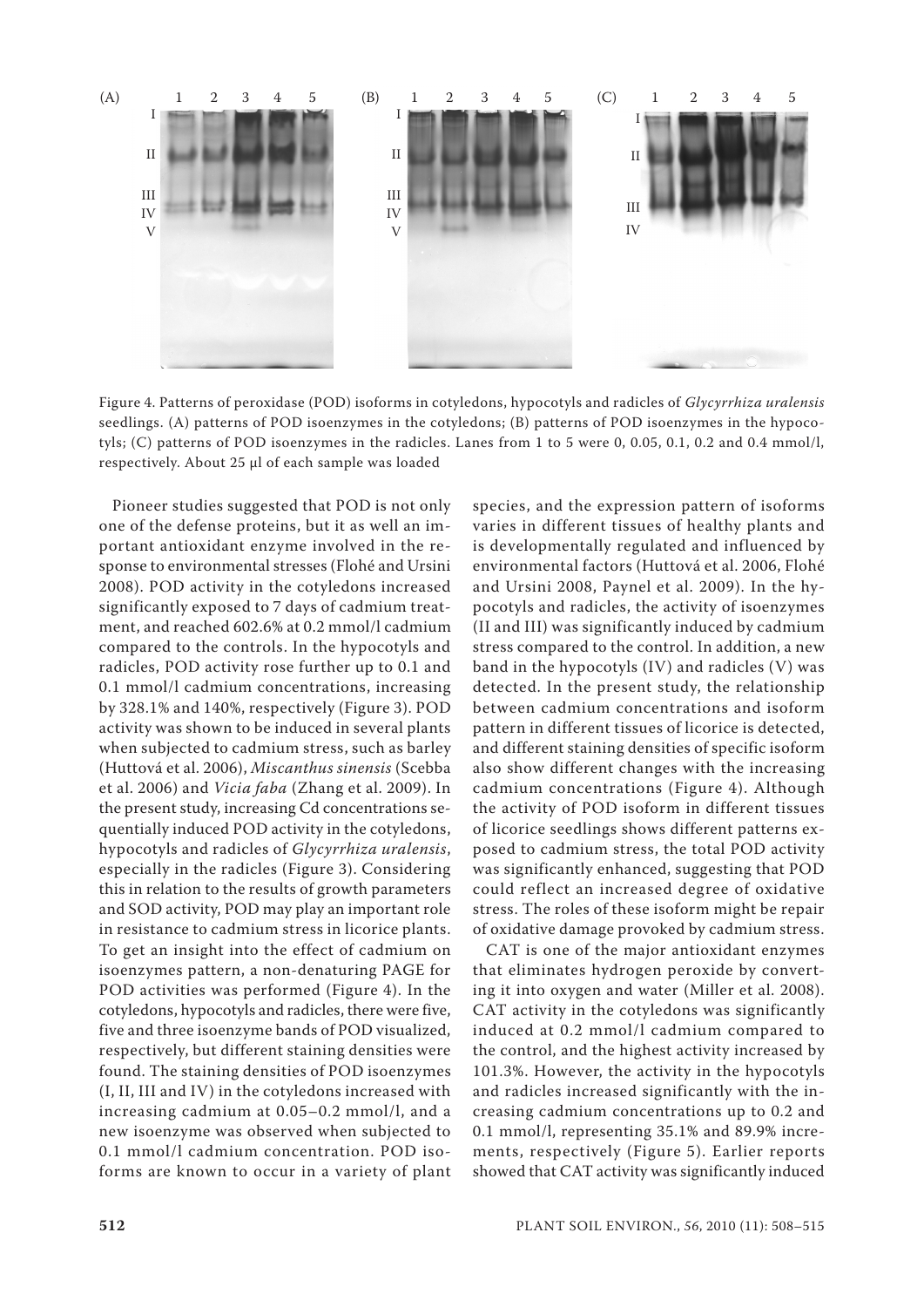Figure 4. Patterns of peroxidase (POD) isoforms in cotyledons, hypocotyls and radicles of *Glycyrrhiza uralensis* seedlings. (A) patterns of POD isoenzymes in the cotyledons; (B) patterns of POD isoenzymes in the hypocotyls; (C) patterns of POD isoenzymes in the radicles. Lanes from 1 to 5 were 0, 0.05, 0.1, 0.2 and 0.4 mmol/l, respectively. About 25 μl of each sample was loaded

Pioneer studies suggested that POD is not only one of the defense proteins, but it as well an important antioxidant enzyme involved in the response to environmental stresses (Flohé and Ursini 2008). POD activity in the cotyledons increased significantly exposed to 7 days of cadmium treatment, and reached 602.6% at 0.2 mmol/l cadmium compared to the controls. In the hypocotyls and radicles, POD activity rose further up to 0.1 and 0.1 mmol/l cadmium concentrations, increasing by 328.1% and 140%, respectively (Figure 3). POD activity was shown to be induced in several plants when subjected to cadmium stress, such as barley (Huttová et al. 2006), *Miscanthus sinensis* (Scebba et al. 2006) and *Vicia faba* (Zhang et al. 2009). In the present study, increasing Cd concentrations sequentially induced POD activity in the cotyledons, hypocotyls and radicles of *Glycyrrhiza uralensis*, especially in the radicles (Figure 3). Considering this in relation to the results of growth parameters and SOD activity, POD may play an important role in resistance to cadmium stress in licorice plants. To get an insight into the effect of cadmium on isoenzymes pattern, a non-denaturing PAGE for POD activities was performed (Figure 4). In the cotyledons, hypocotyls and radicles, there were five, five and three isoenzyme bands of POD visualized, respectively, but different staining densities were found. The staining densities of POD isoenzymes (I, II, III and IV) in the cotyledons increased with increasing cadmium at 0.05–0.2 mmol/l, and a new isoenzyme was observed when subjected to 0.1 mmol/l cadmium concentration. POD isoforms are known to occur in a variety of plant species, and the expression pattern of isoforms varies in different tissues of healthy plants and is developmentally regulated and influenced by environmental factors (Huttová et al. 2006, Flohé and Ursini 2008, Paynel et al. 2009). In the hypocotyls and radicles, the activity of isoenzymes (II and III) was significantly induced by cadmium stress compared to the control. In addition, a new band in the hypocotyls (IV) and radicles (V) was detected. In the present study, the relationship between cadmium concentrations and isoform pattern in different tissues of licorice is detected, and different staining densities of specific isoform also show different changes with the increasing cadmium concentrations (Figure 4). Although the activity of POD isoform in different tissues of licorice seedlings shows different patterns exposed to cadmium stress, the total POD activity was significantly enhanced, suggesting that POD could reflect an increased degree of oxidative stress. The roles of these isoform might be repair of oxidative damage provoked by cadmium stress.

CAT is one of the major antioxidant enzymes that eliminates hydrogen peroxide by converting it into oxygen and water (Miller et al. 2008). CAT activity in the cotyledons was significantly induced at 0.2 mmol/l cadmium compared to the control, and the highest activity increased by 101.3%. However, the activity in the hypocotyls and radicles increased significantly with the increasing cadmium concentrations up to 0.2 and 0.1 mmol/l, representing 35.1% and 89.9% increments, respectively (Figure 5). Earlier reports showed that CAT activity was significantly induced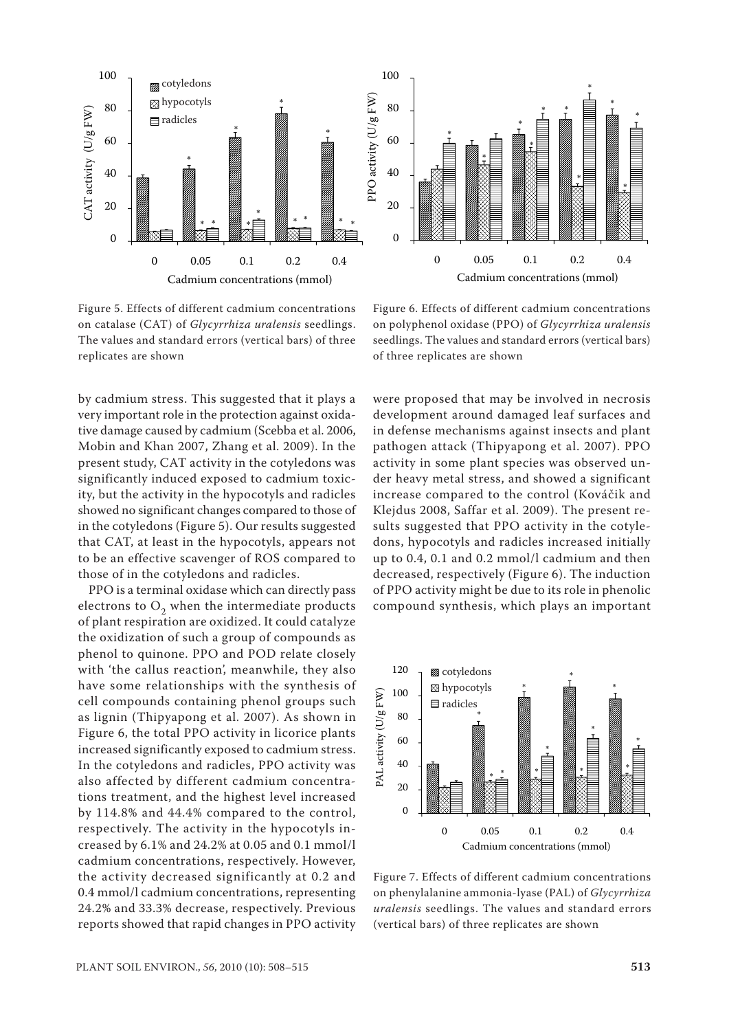Figure 5. Effects of different cadmium concentrations on catalase (CAT) of *Glycyrrhiza uralensis* seedlings. The values and standard errors (vertical bars) of three replicates are shown

Figure 6. Effects of different cadmium concentrations on polyphenol oxidase (PPO) of *Glycyrrhiza uralensis* seedlings. The values and standard errors (vertical bars) of three replicates are shown

by cadmium stress. This suggested that it plays a very important role in the protection against oxidative damage caused by cadmium (Scebba et al. 2006, Mobin and Khan 2007, Zhang et al. 2009). In the present study, CAT activity in the cotyledons was significantly induced exposed to cadmium toxicity, but the activity in the hypocotyls and radicles showed no significant changes compared to those of in the cotyledons (Figure 5). Our results suggested that CAT, at least in the hypocotyls, appears not to be an effective scavenger of ROS compared to those of in the cotyledons and radicles.

PPO is a terminal oxidase which can directly pass electrons to $O_2$ when the intermediate products of plant respiration are oxidized. It could catalyze the oxidization of such a group of compounds as phenol to quinone. PPO and POD relate closely with 'the callus reaction', meanwhile, they also have some relationships with the synthesis of cell compounds containing phenol groups such as lignin (Thipyapong et al. 2007). As shown in Figure 6, the total PPO activity in licorice plants increased significantly exposed to cadmium stress. In the cotyledons and radicles, PPO activity was also affected by different cadmium concentrations treatment, and the highest level increased by 114.8% and 44.4% compared to the control, respectively. The activity in the hypocotyls increased by 6.1% and 24.2% at 0.05 and 0.1 mmol/l cadmium concentrations, respectively. However, the activity decreased significantly at 0.2 and 0.4 mmol/l cadmium concentrations, representing 24.2% and 33.3% decrease, respectively. Previous reports showed that rapid changes in PPO activity were proposed that may be involved in necrosis development around damaged leaf surfaces and in defense mechanisms against insects and plant pathogen attack (Thipyapong et al. 2007). PPO activity in some plant species was observed under heavy metal stress, and showed a significant increase compared to the control (Kováčik and Klejdus 2008, Saffar et al. 2009). The present results suggested that PPO activity in the cotyledons, hypocotyls and radicles increased initially up to 0.4, 0.1 and 0.2 mmol/l cadmium and then decreased, respectively (Figure 6). The induction of PPO activity might be due to its role in phenolic compound synthesis, which plays an important

Figure 7. Effects of different cadmium concentrations on phenylalanine ammonia-lyase (PAL) of *Glycyrrhiza uralensis* seedlings. The values and standard errors (vertical bars) of three replicates are shown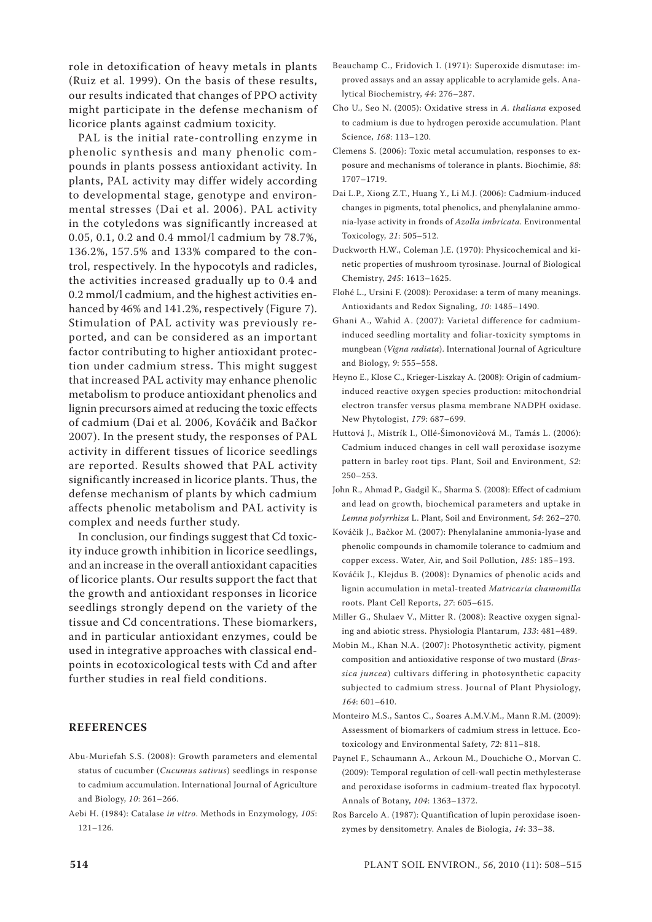role in detoxification of heavy metals in plants (Ruiz et al. 1999). On the basis of these results, our results indicated that changes of PPO activity might participate in the defense mechanism of licorice plants against cadmium toxicity.

PAL is the initial rate-controlling enzyme in phenolic synthesis and many phenolic compounds in plants possess antioxidant activity. In plants, PAL activity may differ widely according to developmental stage, genotype and environmental stresses (Dai et al. 2006). PAL activity in the cotyledons was significantly increased at 0.05, 0.1, 0.2 and 0.4 mmol/l cadmium by 78.7%, 136.2%, 157.5% and 133% compared to the control, respectively. In the hypocotyls and radicles, the activities increased gradually up to 0.4 and 0.2 mmol/l cadmium, and the highest activities enhanced by 46% and 141.2%, respectively (Figure 7). Stimulation of PAL activity was previously reported, and can be considered as an important factor contributing to higher antioxidant protection under cadmium stress. This might suggest that increased PAL activity may enhance phenolic metabolism to produce antioxidant phenolics and lignin precursors aimed at reducing the toxic effects of cadmium (Dai et al. 2006, Kováčik and Bačkor 2007). In the present study, the responses of PAL activity in different tissues of licorice seedlings are reported. Results showed that PAL activity significantly increased in licorice plants. Thus, the defense mechanism of plants by which cadmium affects phenolic metabolism and PAL activity is complex and needs further study.

In conclusion, our findings suggest that Cd toxicity induce growth inhibition in licorice seedlings, and an increase in the overall antioxidant capacities of licorice plants. Our results support the fact that the growth and antioxidant responses in licorice seedlings strongly depend on the variety of the tissue and Cd concentrations. These biomarkers, and in particular antioxidant enzymes, could be used in integrative approaches with classical endpoints in ecotoxicological tests with Cd and after further studies in real field conditions.

## REFERENCES

Abu-Muriefah S.S. (2008): Growth parameters and elemental status of cucumber (*Cucumus sativus*) seedlings in response to cadmium accumulation. International Journal of Agriculture and Biology, *10*: 261–266.

Aebi H. (1984): Catalase *in vitro*. Methods in Enzymology, *105*: 121–126.

Beauchamp C., Fridovich I. (1971): Superoxide dismutase: improved assays and an assay applicable to acrylamide gels. Analytical Biochemistry, *44*: 276–287.

Cho U., Seo N. (2005): Oxidative stress in *A. thaliana* exposed to cadmium is due to hydrogen peroxide accumulation. Plant Science, *168*: 113–120.

Clemens S. (2006): Toxic metal accumulation, responses to exposure and mechanisms of tolerance in plants. Biochimie, *88*: 1707–1719.

Dai L.P., Xiong Z.T., Huang Y., Li M.J. (2006): Cadmium-induced changes in pigments, total phenolics, and phenylalanine ammonia-lyase activity in fronds of *Azolla imbricata*. Environmental Toxicology, *21*: 505–512.

Duckworth H.W., Coleman J.E. (1970): Physicochemical and kinetic properties of mushroom tyrosinase. Journal of Biological Chemistry, *245*: 1613–1625.

Flohé L., Ursini F. (2008): Peroxidase: a term of many meanings. Antioxidants and Redox Signaling, *10*: 1485–1490.

Ghani A., Wahid A. (2007): Varietal difference for cadmium-induced seedling mortality and foliar-toxicity symptoms in mungbean (*Vigna radiata*). International Journal of Agriculture and Biology, *9*: 555–558.

Heyno E., Klose C., Krieger-Liszkay A. (2008): Origin of cadmium-induced reactive oxygen species production: mitochondrial electron transfer versus plasma membrane NADPH oxidase. New Phytologist, *179*: 687–699.

Huttová J., Mistrík I., Ollé-Šimonovičová M., Tamás L. (2006): Cadmium induced changes in cell wall peroxidase isozyme pattern in barley root tips. Plant, Soil and Environment, *52*: 250–253.

John R., Ahmad P., Gadgil K., Sharma S. (2008): Effect of cadmium and lead on growth, biochemical parameters and uptake in *Lemna polyrrhiza* L. Plant, Soil and Environment, *54*: 262–270.

Kováčik J., Bačkor M. (2007): Phenylalanine ammonia-lyase and phenolic compounds in chamomile tolerance to cadmium and copper excess. Water, Air, and Soil Pollution, *185*: 185–193.

Kováčik J., Klejdus B. (2008): Dynamics of phenolic acids and lignin accumulation in metal-treated *Matricaria chamomilla* roots. Plant Cell Reports, *27*: 605–615.

Miller G., Shulaev V., Mitter R. (2008): Reactive oxygen signaling and abiotic stress. Physiologia Plantarum, *133*: 481–489.

Mobin M., Khan N.A. (2007): Photosynthetic activity, pigment composition and antioxidative response of two mustard (*Brassica juncea*) cultivars differing in photosynthetic capacity subjected to cadmium stress. Journal of Plant Physiology, *164*: 601–610.

Monteiro M.S., Santos C., Soares A.M.V.M., Mann R.M. (2009): Assessment of biomarkers of cadmium stress in lettuce. Ecotoxicology and Environmental Safety, *72*: 811–818.

Paynel F., Schaumann A., Arkoun M., Douchiche O., Morvan C. (2009): Temporal regulation of cell-wall pectin methylesterase and peroxidase isoforms in cadmium-treated flax hypocotyl. Annals of Botany, *104*: 1363–1372.

Ros Barcelo A. (1987): Quantification of lupin peroxidase isoenzymes by densitometry. Anales de Biologia, *14*: 33–38.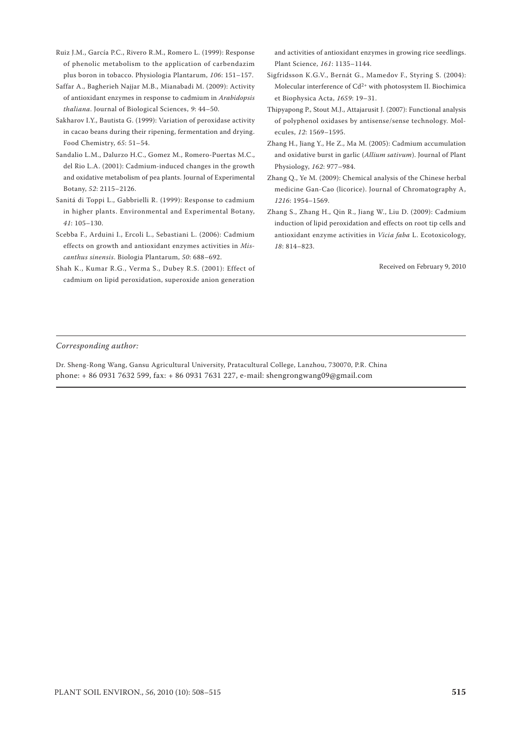Ruiz J.M., García P.C., Rivero R.M., Romero L. (1999): Response of phenolic metabolism to the application of carbendazim plus boron in tobacco. Physiologia Plantarum, *106*: 151–157.

Saffar A., Bagherieh Najjar M.B., Mianabadi M. (2009): Activity of antioxidant enzymes in response to cadmium in *Arabidopsis thaliana*. Journal of Biological Sciences, *9*: 44–50.

Sakharov I.Y., Bautista G. (1999): Variation of peroxidase activity in cacao beans during their ripening, fermentation and drying. Food Chemistry, *65*: 51–54.

Sandalio L.M., Dalurzo H.C., Gomez M., Romero-Puertas M.C., del Rio L.A. (2001): Cadmium-induced changes in the growth and oxidative metabolism of pea plants. Journal of Experimental Botany, *52*: 2115–2126.

Sanitá di Toppi L., Gabbrielli R. (1999): Response to cadmium in higher plants. Environmental and Experimental Botany, *41*: 105–130.

Scebba F., Arduini I., Ercoli L., Sebastiani L. (2006): Cadmium effects on growth and antioxidant enzymes activities in *Miscanthus sinensis*. Biologia Plantarum, *50*: 688–692.

Shah K., Kumar R.G., Verma S., Dubey R.S. (2001): Effect of cadmium on lipid peroxidation, superoxide anion generation and activities of antioxidant enzymes in growing rice seedlings. Plant Science, *161*: 1135–1144.

Sigfridsson K.G.V., Bernát G., Mamedov F., Styring S. (2004): Molecular interference of $Cd^{2+}$ with photosystem II. Biochimica et Biophysica Acta, *1659*: 19–31.

Thipyapong P., Stout M.J., Attajarusit J. (2007): Functional analysis of polyphenol oxidases by antisense/sense technology. Molecules, *12*: 1569–1595.

Zhang H., Jiang Y., He Z., Ma M. (2005): Cadmium accumulation and oxidative burst in garlic (*Allium sativum*). Journal of Plant Physiology, *162*: 977–984.

Zhang Q., Ye M. (2009): Chemical analysis of the Chinese herbal medicine Gan-Cao (licorice). Journal of Chromatography A, *1216*: 1954–1569.

Zhang S., Zhang H., Qin R., Jiang W., Liu D. (2009): Cadmium induction of lipid peroxidation and effects on root tip cells and antioxidant enzyme activities in *Vicia faba* L. Ecotoxicology, *18*: 814–823.

Received on February 9, 2010

---

*Corresponding author:*

Dr. Sheng-Rong Wang, Gansu Agricultural University, Pratacultural College, Lanzhou, 730070, P.R. China
phone: + 86 0931 7632 599, fax: + 86 0931 7631 227, e-mail: shengrongwang09@gmail.com